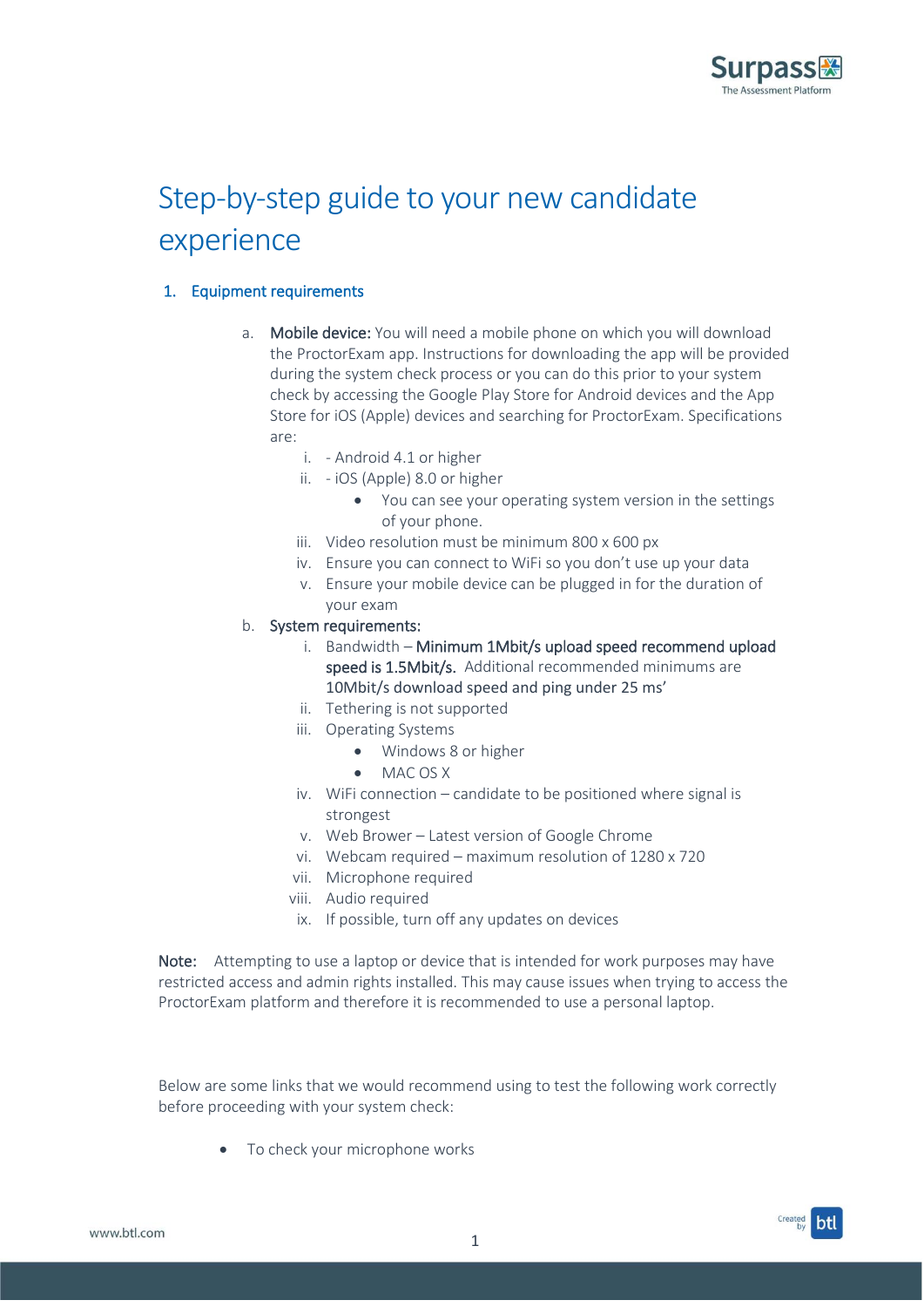# Step-by-step guide to your new candidate experience

## 1. Equipment requirements

a. **Mobile device:** You will need a mobile phone on which you will download the ProctorExam app. Instructions for downloading the app will be provided during the system check process or you can do this prior to your system check by accessing the Google Play Store for Android devices and the App Store for iOS (Apple) devices and searching for ProctorExam. Specifications are:

   i. - Android 4.1 or higher
   
   ii. - iOS (Apple) 8.0 or higher
   
   - You can see your operating system version in the settings of your phone.
   
   iii. Video resolution must be minimum 800 x 600 px
   
   iv. Ensure you can connect to WiFi so you don't use up your data
   
   v. Ensure your mobile device can be plugged in for the duration of your exam

b. **System requirements:**

   i. Bandwidth – **Minimum 1Mbit/s upload speed recommend upload speed is 1.5Mbit/s.** Additional recommended minimums are 10Mbit/s download speed and ping under 25 ms'
   
   ii. Tethering is not supported
   
   iii. Operating Systems
   
   - Windows 8 or higher
   - MAC OS X
   
   iv. WiFi connection – candidate to be positioned where signal is strongest
   
   v. Web Brower – Latest version of Google Chrome
   
   vi. Webcam required – maximum resolution of 1280 x 720
   
   vii. Microphone required
   
   viii. Audio required
   
   ix. If possible, turn off any updates on devices

**Note:** Attempting to use a laptop or device that is intended for work purposes may have restricted access and admin rights installed. This may cause issues when trying to access the ProctorExam platform and therefore it is recommended to use a personal laptop.

Below are some links that we would recommend using to test the following work correctly before proceeding with your system check:

- To check your microphone works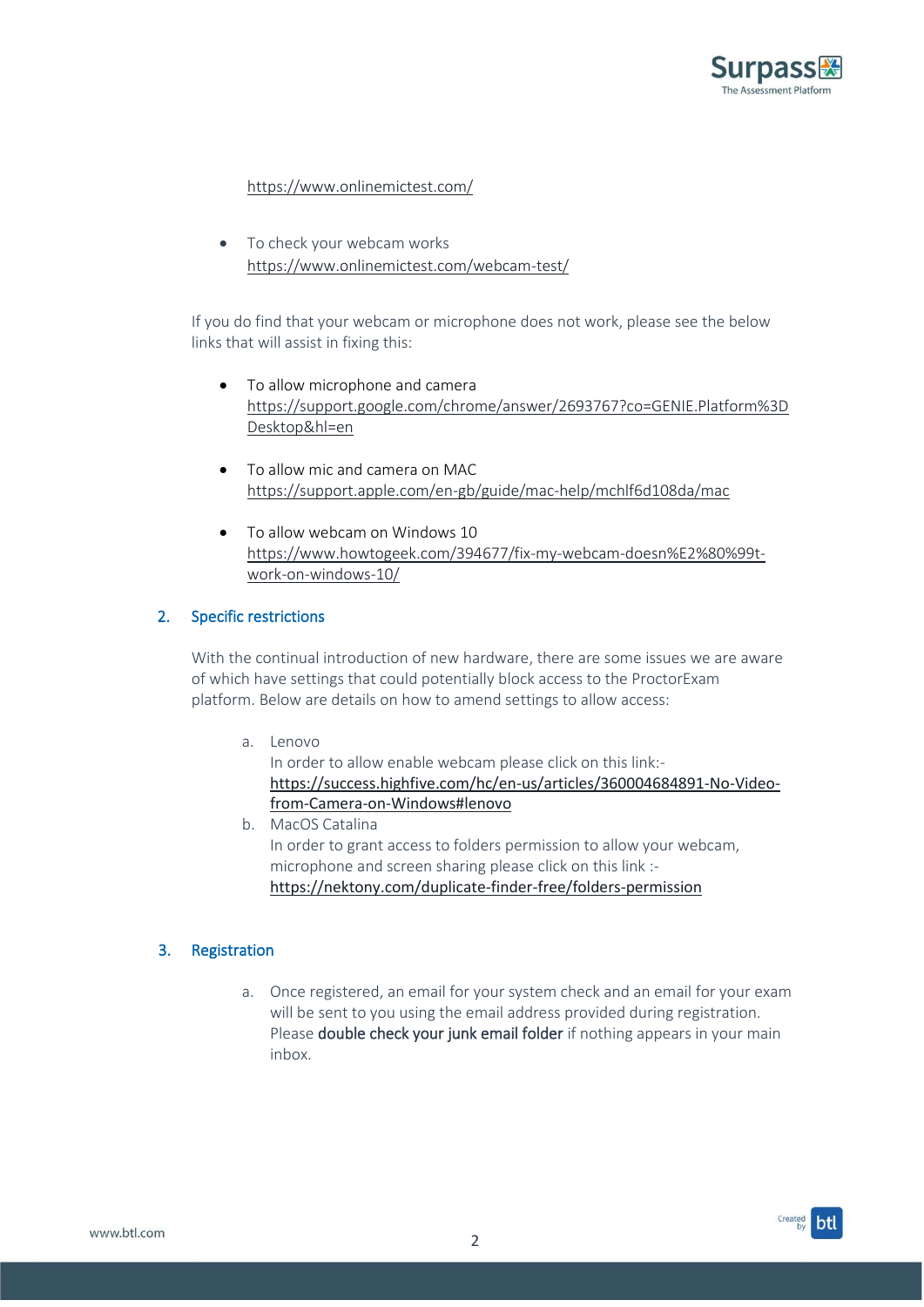https://www.onlinemictest.com/

- To check your webcam works
  https://www.onlinemictest.com/webcam-test/

If you do find that your webcam or microphone does not work, please see the below links that will assist in fixing this:

- To allow microphone and camera
  https://support.google.com/chrome/answer/2693767?co=GENIE.Platform%3DDesktop&hl=en

- To allow mic and camera on MAC
  https://support.apple.com/en-gb/guide/mac-help/mchlf6d108da/mac

- To allow webcam on Windows 10
  https://www.howtogeek.com/394677/fix-my-webcam-doesn%E2%80%99t-work-on-windows-10/

## 2. Specific restrictions

With the continual introduction of new hardware, there are some issues we are aware of which have settings that could potentially block access to the ProctorExam platform. Below are details on how to amend settings to allow access:

a. Lenovo
   In order to allow enable webcam please click on this link:-
   https://success.highfive.com/hc/en-us/articles/360004684891-No-Video-from-Camera-on-Windows#lenovo
b. MacOS Catalina
   In order to grant access to folders permission to allow your webcam, microphone and screen sharing please click on this link :-
   https://nektony.com/duplicate-finder-free/folders-permission

## 3. Registration

a. Once registered, an email for your system check and an email for your exam will be sent to you using the email address provided during registration. Please **double check your junk email folder** if nothing appears in your main inbox.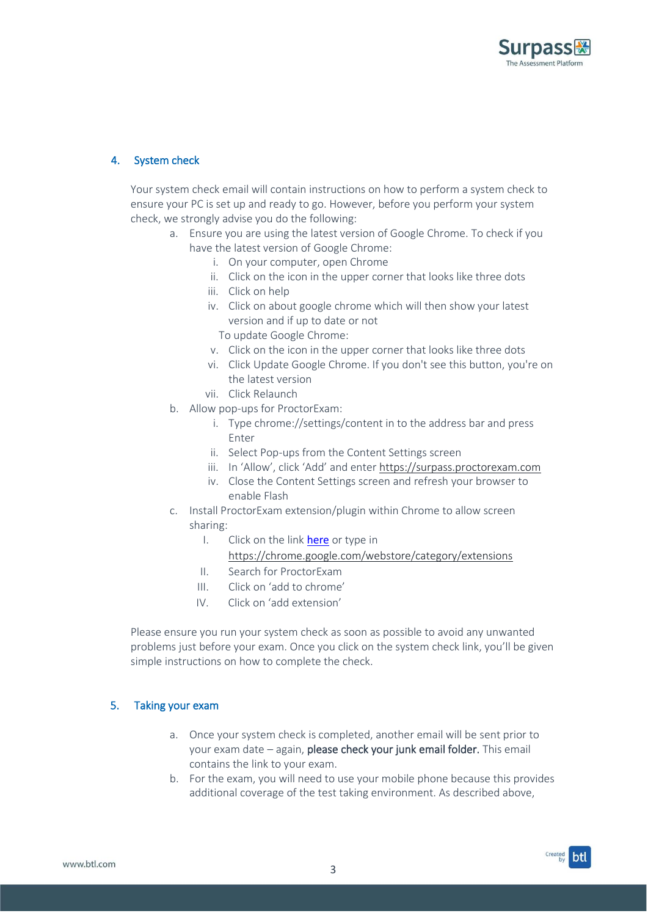## 4. System check

Your system check email will contain instructions on how to perform a system check to ensure your PC is set up and ready to go. However, before you perform your system check, we strongly advise you do the following:

a. Ensure you are using the latest version of Google Chrome. To check if you have the latest version of Google Chrome:
   i. On your computer, open Chrome
   ii. Click on the icon in the upper corner that looks like three dots
   iii. Click on help
   iv. Click on about google chrome which will then show your latest version and if up to date or not

   To update Google Chrome:

   v. Click on the icon in the upper corner that looks like three dots
   vi. Click Update Google Chrome. If you don't see this button, you're on the latest version
   vii. Click Relaunch

b. Allow pop-ups for ProctorExam:
   i. Type chrome://settings/content in to the address bar and press Enter
   ii. Select Pop-ups from the Content Settings screen
   iii. In 'Allow', click 'Add' and enter https://surpass.proctorexam.com
   iv. Close the Content Settings screen and refresh your browser to enable Flash

c. Install ProctorExam extension/plugin within Chrome to allow screen sharing:
   I. Click on the link here or type in https://chrome.google.com/webstore/category/extensions
   II. Search for ProctorExam
   III. Click on 'add to chrome'
   IV. Click on 'add extension'

Please ensure you run your system check as soon as possible to avoid any unwanted problems just before your exam. Once you click on the system check link, you'll be given simple instructions on how to complete the check.

## 5. Taking your exam

a. Once your system check is completed, another email will be sent prior to your exam date – again, **please check your junk email folder.** This email contains the link to your exam.

b. For the exam, you will need to use your mobile phone because this provides additional coverage of the test taking environment. As described above,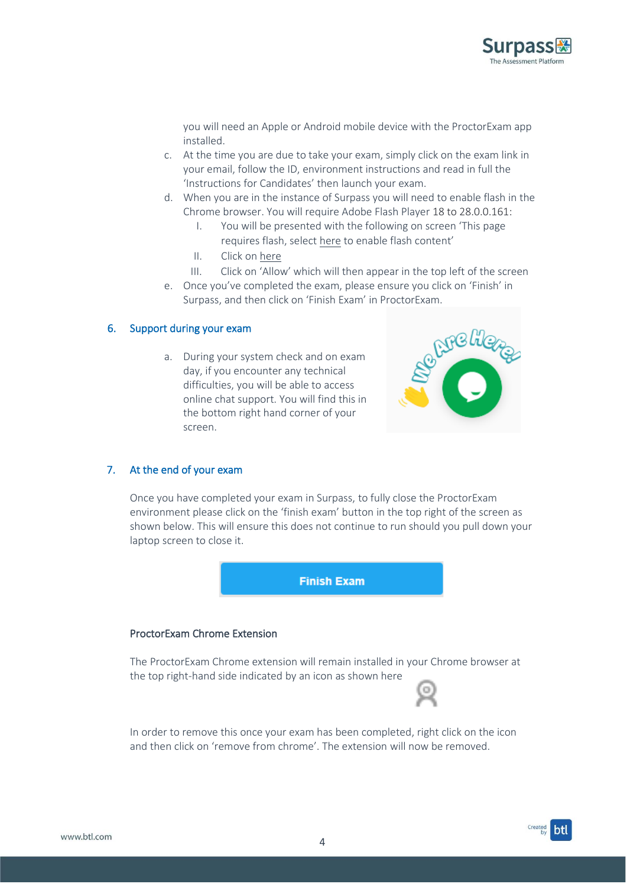you will need an Apple or Android mobile device with the ProctorExam app installed.

c. At the time you are due to take your exam, simply click on the exam link in your email, follow the ID, environment instructions and read in full the 'Instructions for Candidates' then launch your exam.

d. When you are in the instance of Surpass you will need to enable flash in the Chrome browser. You will require Adobe Flash Player 18 to 28.0.0.161:

    I. You will be presented with the following on screen 'This page requires flash, select here to enable flash content'

    II. Click on here

    III. Click on 'Allow' which will then appear in the top left of the screen

e. Once you've completed the exam, please ensure you click on 'Finish' in Surpass, and then click on 'Finish Exam' in ProctorExam.

## 6. Support during your exam

a. During your system check and on exam day, if you encounter any technical difficulties, you will be able to access online chat support. You will find this in the bottom right hand corner of your screen.

## 7. At the end of your exam

Once you have completed your exam in Surpass, to fully close the ProctorExam environment please click on the 'finish exam' button in the top right of the screen as shown below. This will ensure this does not continue to run should you pull down your laptop screen to close it.

### ProctorExam Chrome Extension

The ProctorExam Chrome extension will remain installed in your Chrome browser at the top right-hand side indicated by an icon as shown here

In order to remove this once your exam has been completed, right click on the icon and then click on 'remove from chrome'. The extension will now be removed.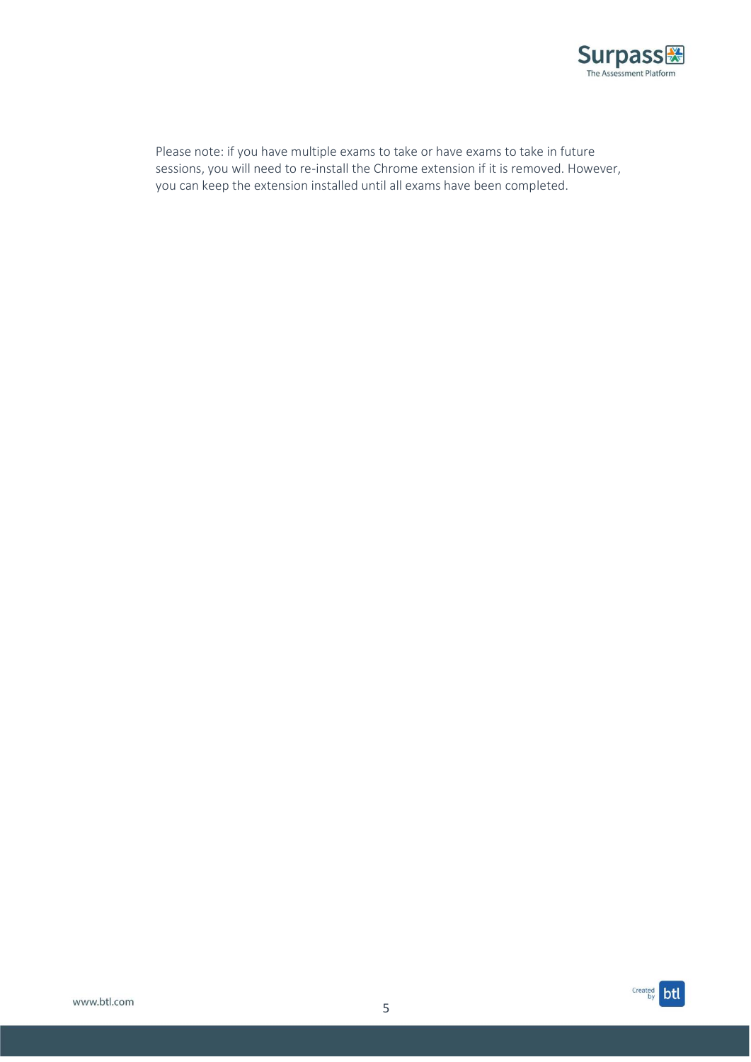Please note: if you have multiple exams to take or have exams to take in future sessions, you will need to re-install the Chrome extension if it is removed. However, you can keep the extension installed until all exams have been completed.